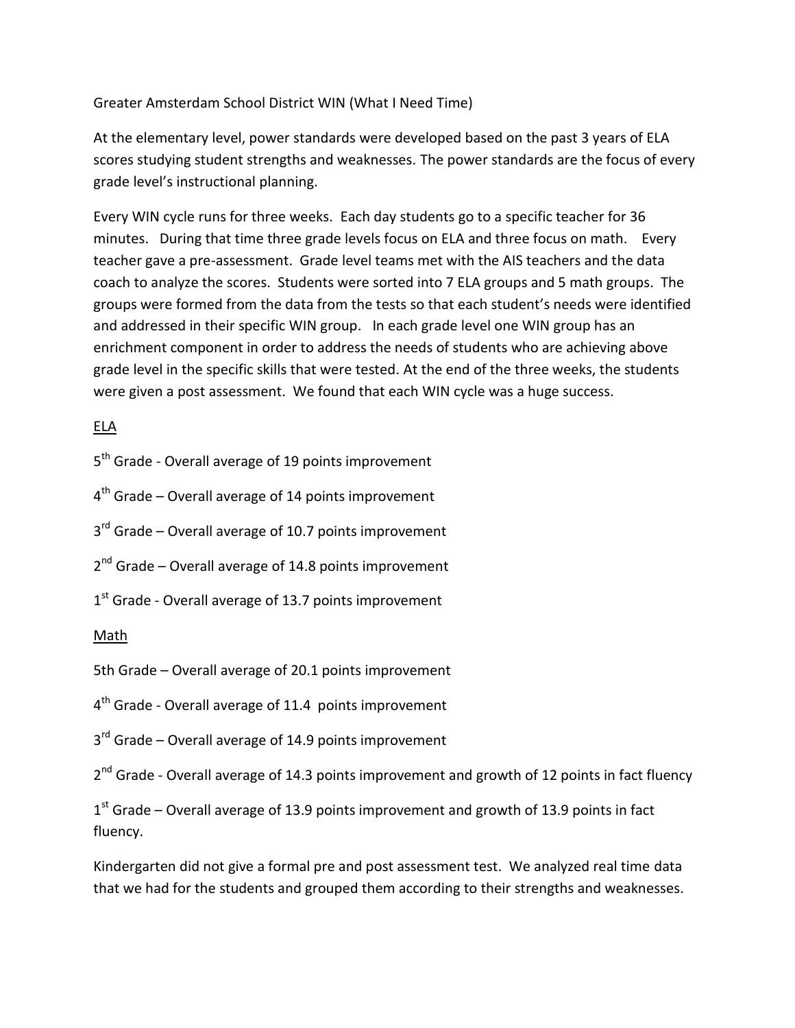# Greater Amsterdam School District WIN (What I Need Time)

At the elementary level, power standards were developed based on the past 3 years of ELA scores studying student strengths and weaknesses. The power standards are the focus of every grade level's instructional planning.

Every WIN cycle runs for three weeks. Each day students go to a specific teacher for 36 minutes. During that time three grade levels focus on ELA and three focus on math. Every teacher gave a pre-assessment. Grade level teams met with the AIS teachers and the data coach to analyze the scores. Students were sorted into 7 ELA groups and 5 math groups. The groups were formed from the data from the tests so that each student's needs were identified and addressed in their specific WIN group. In each grade level one WIN group has an enrichment component in order to address the needs of students who are achieving above grade level in the specific skills that were tested. At the end of the three weeks, the students were given a post assessment. We found that each WIN cycle was a huge success.

<u>ELA</u>

5th Grade - Overall average of 19 points improvement

4th Grade – Overall average of 14 points improvement

3rd Grade – Overall average of 10.7 points improvement

2nd Grade – Overall average of 14.8 points improvement

1st Grade - Overall average of 13.7 points improvement

<u>Math</u>

5th Grade – Overall average of 20.1 points improvement

4th Grade - Overall average of 11.4 points improvement

3rd Grade – Overall average of 14.9 points improvement

2nd Grade - Overall average of 14.3 points improvement and growth of 12 points in fact fluency

1st Grade – Overall average of 13.9 points improvement and growth of 13.9 points in fact fluency.

Kindergarten did not give a formal pre and post assessment test. We analyzed real time data that we had for the students and grouped them according to their strengths and weaknesses.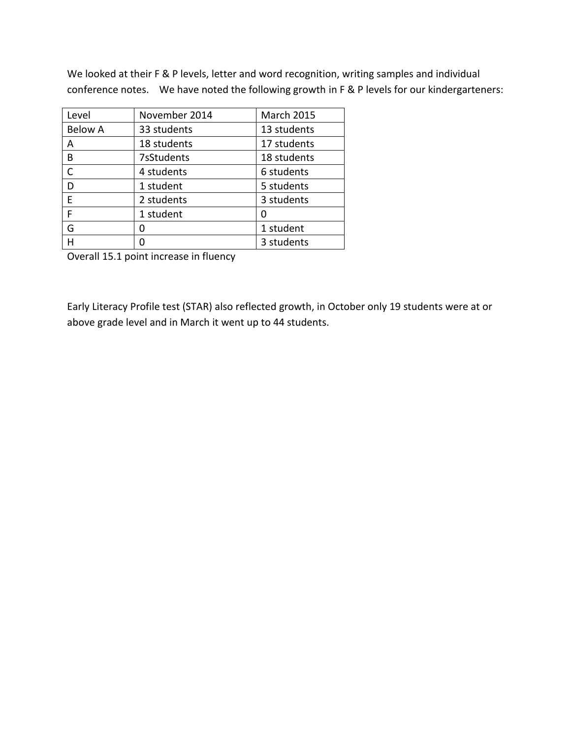We looked at their F & P levels, letter and word recognition, writing samples and individual conference notes. We have noted the following growth in F & P levels for our kindergarteners:

| Level | November 2014 | March 2015 |
|---|---|---|
| Below A | 33 students | 13 students |
| A | 18 students | 17 students |
| B | 7sStudents | 18 students |
| C | 4 students | 6 students |
| D | 1 student | 5 students |
| E | 2 students | 3 students |
| F | 1 student | 0 |
| G | 0 | 1 student |
| H | 0 | 3 students |

Overall 15.1 point increase in fluency

Early Literacy Profile test (STAR) also reflected growth, in October only 19 students were at or above grade level and in March it went up to 44 students.